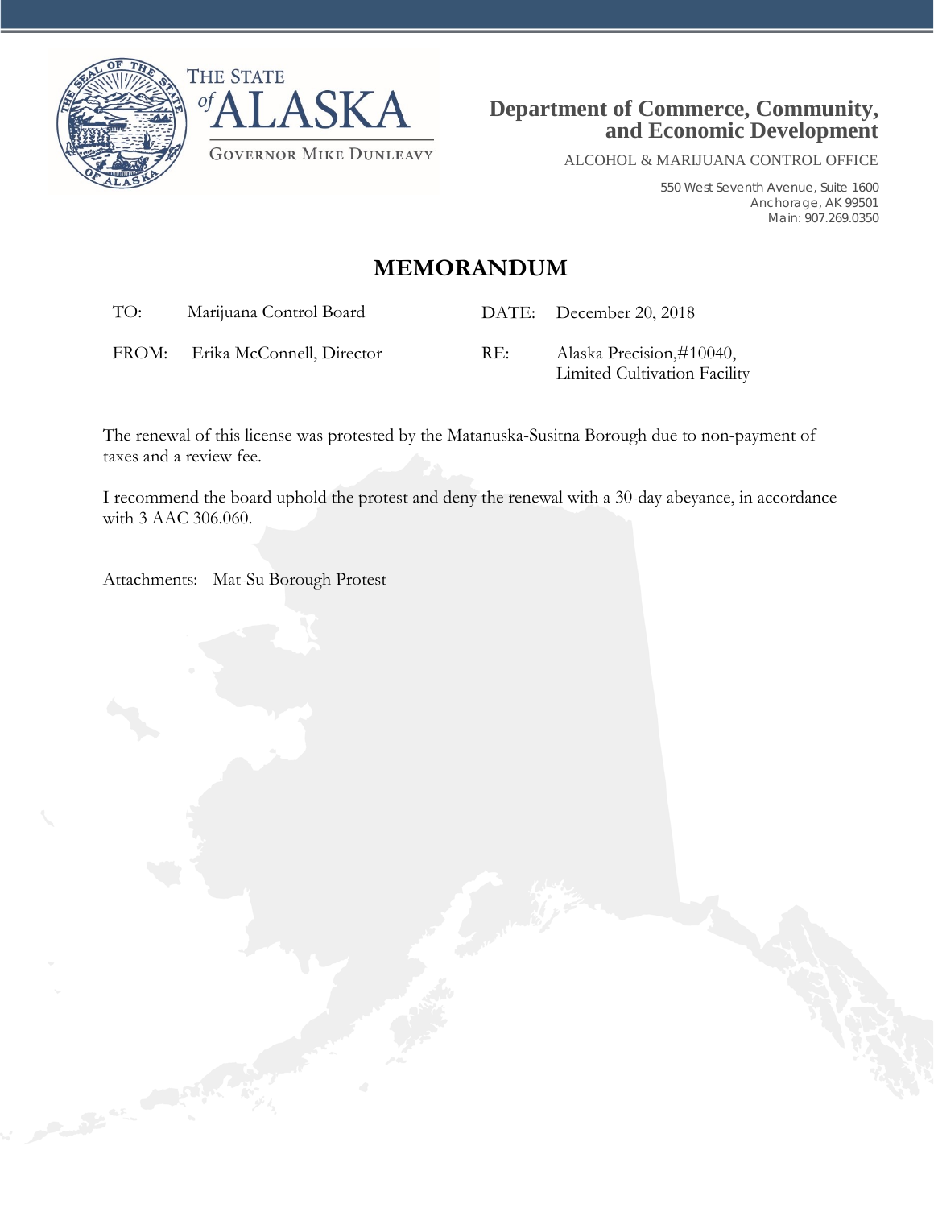THE STATE of ALASKA

GOVERNOR MIKE DUNLEAVY

**Department of Commerce, Community, and Economic Development**

ALCOHOL & MARIJUANA CONTROL OFFICE

550 West Seventh Avenue, Suite 1600
Anchorage, AK 99501
Main: 907.269.0350

# MEMORANDUM

| | | | |
|---|---|---|---|
| TO: | Marijuana Control Board | DATE: | December 20, 2018 |
| FROM: | Erika McConnell, Director | RE: | Alaska Precision,#10040, Limited Cultivation Facility |

The renewal of this license was protested by the Matanuska-Susitna Borough due to non-payment of taxes and a review fee.

I recommend the board uphold the protest and deny the renewal with a 30-day abeyance, in accordance with 3 AAC 306.060.

Attachments: Mat-Su Borough Protest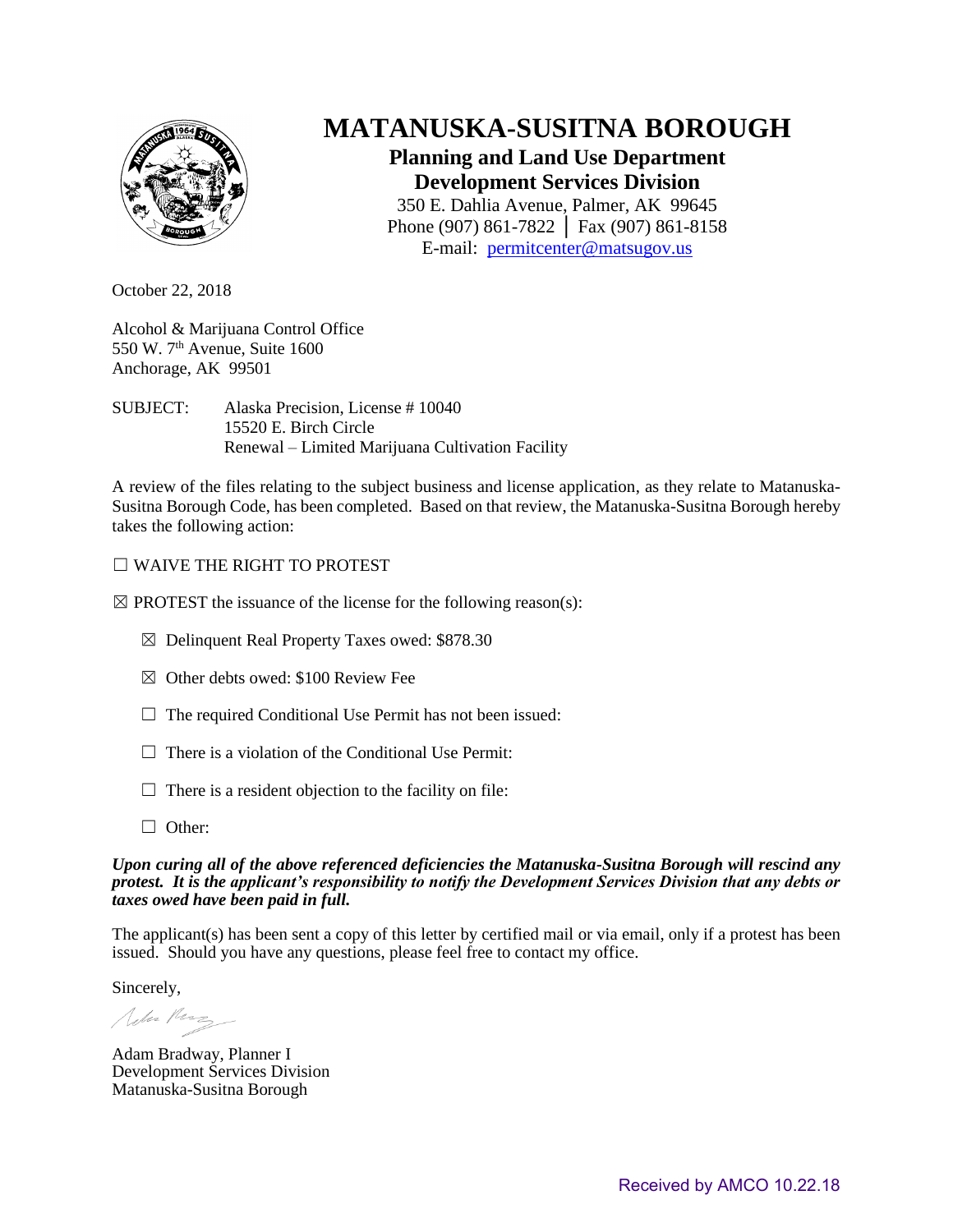# MATANUSKA-SUSITNA BOROUGH

## Planning and Land Use Department

## Development Services Division

350 E. Dahlia Avenue, Palmer, AK 99645
Phone (907) 861-7822 │ Fax (907) 861-8158
E-mail: permitcenter@matsugov.us

October 22, 2018

Alcohol & Marijuana Control Office
550 W. 7th Avenue, Suite 1600
Anchorage, AK 99501

SUBJECT: Alaska Precision, License # 10040
15520 E. Birch Circle
Renewal – Limited Marijuana Cultivation Facility

A review of the files relating to the subject business and license application, as they relate to Matanuska-Susitna Borough Code, has been completed. Based on that review, the Matanuska-Susitna Borough hereby takes the following action:

☐ WAIVE THE RIGHT TO PROTEST

☒ PROTEST the issuance of the license for the following reason(s):

- ☒ Delinquent Real Property Taxes owed: $878.30
- ☒ Other debts owed: $100 Review Fee
- ☐ The required Conditional Use Permit has not been issued:
- ☐ There is a violation of the Conditional Use Permit:
- ☐ There is a resident objection to the facility on file:
- ☐ Other:

***Upon curing all of the above referenced deficiencies the Matanuska-Susitna Borough will rescind any protest. It is the applicant's responsibility to notify the Development Services Division that any debts or taxes owed have been paid in full.***

The applicant(s) has been sent a copy of this letter by certified mail or via email, only if a protest has been issued. Should you have any questions, please feel free to contact my office.

Sincerely,

Adam Bradway, Planner I
Development Services Division
Matanuska-Susitna Borough

Received by AMCO 10.22.18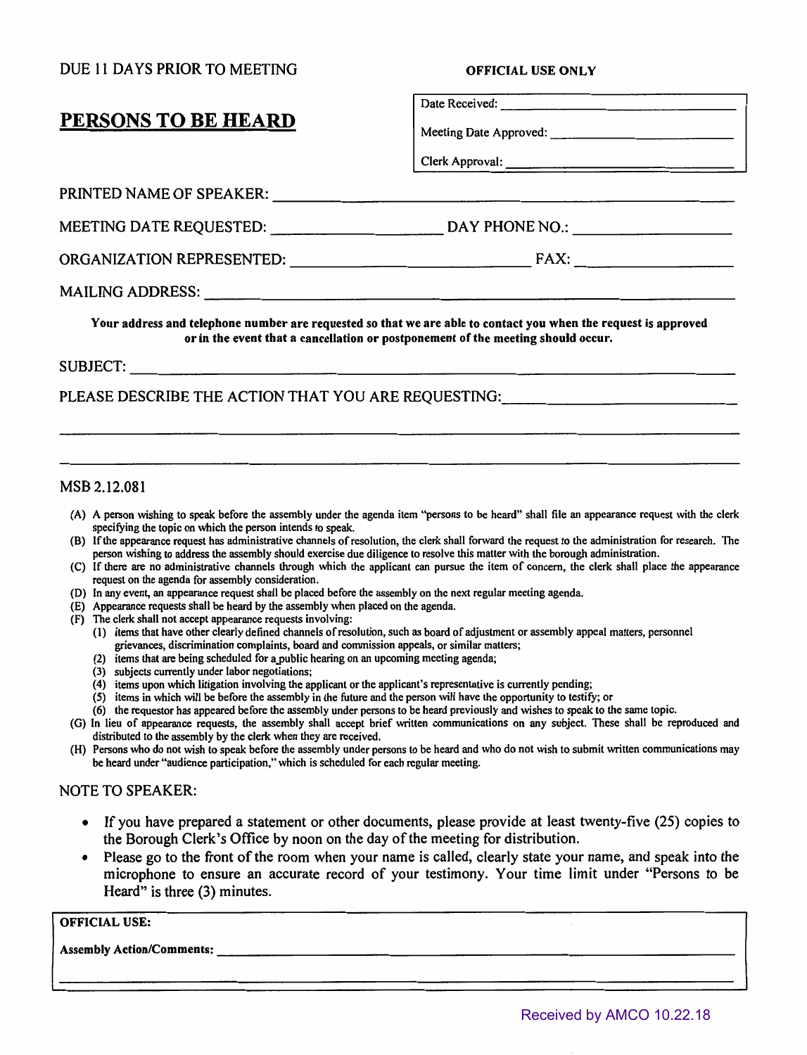DUE 11 DAYS PRIOR TO MEETING

**OFFICIAL USE ONLY**

| | |
|---|---|
| Date Received: | |
| Meeting Date Approved: | |
| Clerk Approval: | |

# PERSONS TO BE HEARD

PRINTED NAME OF SPEAKER: ______________________________

MEETING DATE REQUESTED: ____________________ DAY PHONE NO.: ____________________

ORGANIZATION REPRESENTED: ____________________ FAX: ____________________

MAILING ADDRESS: ______________________________

**Your address and telephone number are requested so that we are able to contact you when the request is approved or in the event that a cancellation or postponement of the meeting should occur.**

SUBJECT: ______________________________

PLEASE DESCRIBE THE ACTION THAT YOU ARE REQUESTING: ______________________________

______________________________

______________________________

MSB 2.12.081

(A) A person wishing to speak before the assembly under the agenda item "persons to be heard" shall file an appearance request with the clerk specifying the topic on which the person intends to speak.

(B) If the appearance request has administrative channels of resolution, the clerk shall forward the request to the administration for research. The person wishing to address the assembly should exercise due diligence to resolve this matter with the borough administration.

(C) If there are no administrative channels through which the applicant can pursue the item of concern, the clerk shall place the appearance request on the agenda for assembly consideration.

(D) In any event, an appearance request shall be placed before the assembly on the next regular meeting agenda.

(E) Appearance requests shall be heard by the assembly when placed on the agenda.

(F) The clerk shall not accept appearance requests involving:

(1) items that have other clearly defined channels of resolution, such as board of adjustment or assembly appeal matters, personnel grievances, discrimination complaints, board and commission appeals, or similar matters;

(2) items that are being scheduled for a public hearing on an upcoming meeting agenda;

(3) subjects currently under labor negotiations;

(4) items upon which litigation involving the applicant or the applicant's representative is currently pending;

(5) items in which will be before the assembly in the future and the person will have the opportunity to testify; or

(6) the requestor has appeared before the assembly under persons to be heard previously and wishes to speak to the same topic.

(G) In lieu of appearance requests, the assembly shall accept brief written communications on any subject. These shall be reproduced and distributed to the assembly by the clerk when they are received.

(H) Persons who do not wish to speak before the assembly under persons to be heard and who do not wish to submit written communications may be heard under "audience participation," which is scheduled for each regular meeting.

NOTE TO SPEAKER:

- If you have prepared a statement or other documents, please provide at least twenty-five (25) copies to the Borough Clerk's Office by noon on the day of the meeting for distribution.
- Please go to the front of the room when your name is called, clearly state your name, and speak into the microphone to ensure an accurate record of your testimony. Your time limit under "Persons to be Heard" is three (3) minutes.

**OFFICIAL USE:**

**Assembly Action/Comments:** ______________________________

______________________________

Received by AMCO 10.22.18